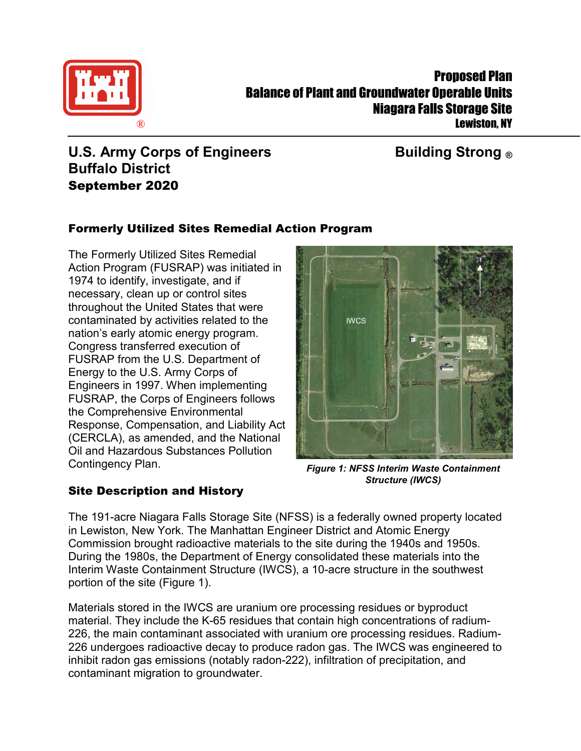# Proposed Plan
## Balance of Plant and Groundwater Operable Units
## Niagara Falls Storage Site
### Lewiston, NY

**U.S. Army Corps of Engineers**
**Buffalo District**
**September 2020**

**Building Strong ®**

## Formerly Utilized Sites Remedial Action Program

The Formerly Utilized Sites Remedial Action Program (FUSRAP) was initiated in 1974 to identify, investigate, and if necessary, clean up or control sites throughout the United States that were contaminated by activities related to the nation's early atomic energy program. Congress transferred execution of FUSRAP from the U.S. Department of Energy to the U.S. Army Corps of Engineers in 1997. When implementing FUSRAP, the Corps of Engineers follows the Comprehensive Environmental Response, Compensation, and Liability Act (CERCLA), as amended, and the National Oil and Hazardous Substances Pollution Contingency Plan.

*Figure 1: NFSS Interim Waste Containment Structure (IWCS)*

## Site Description and History

The 191-acre Niagara Falls Storage Site (NFSS) is a federally owned property located in Lewiston, New York. The Manhattan Engineer District and Atomic Energy Commission brought radioactive materials to the site during the 1940s and 1950s. During the 1980s, the Department of Energy consolidated these materials into the Interim Waste Containment Structure (IWCS), a 10-acre structure in the southwest portion of the site (Figure 1).

Materials stored in the IWCS are uranium ore processing residues or byproduct material. They include the K-65 residues that contain high concentrations of radium-226, the main contaminant associated with uranium ore processing residues. Radium-226 undergoes radioactive decay to produce radon gas. The IWCS was engineered to inhibit radon gas emissions (notably radon-222), infiltration of precipitation, and contaminant migration to groundwater.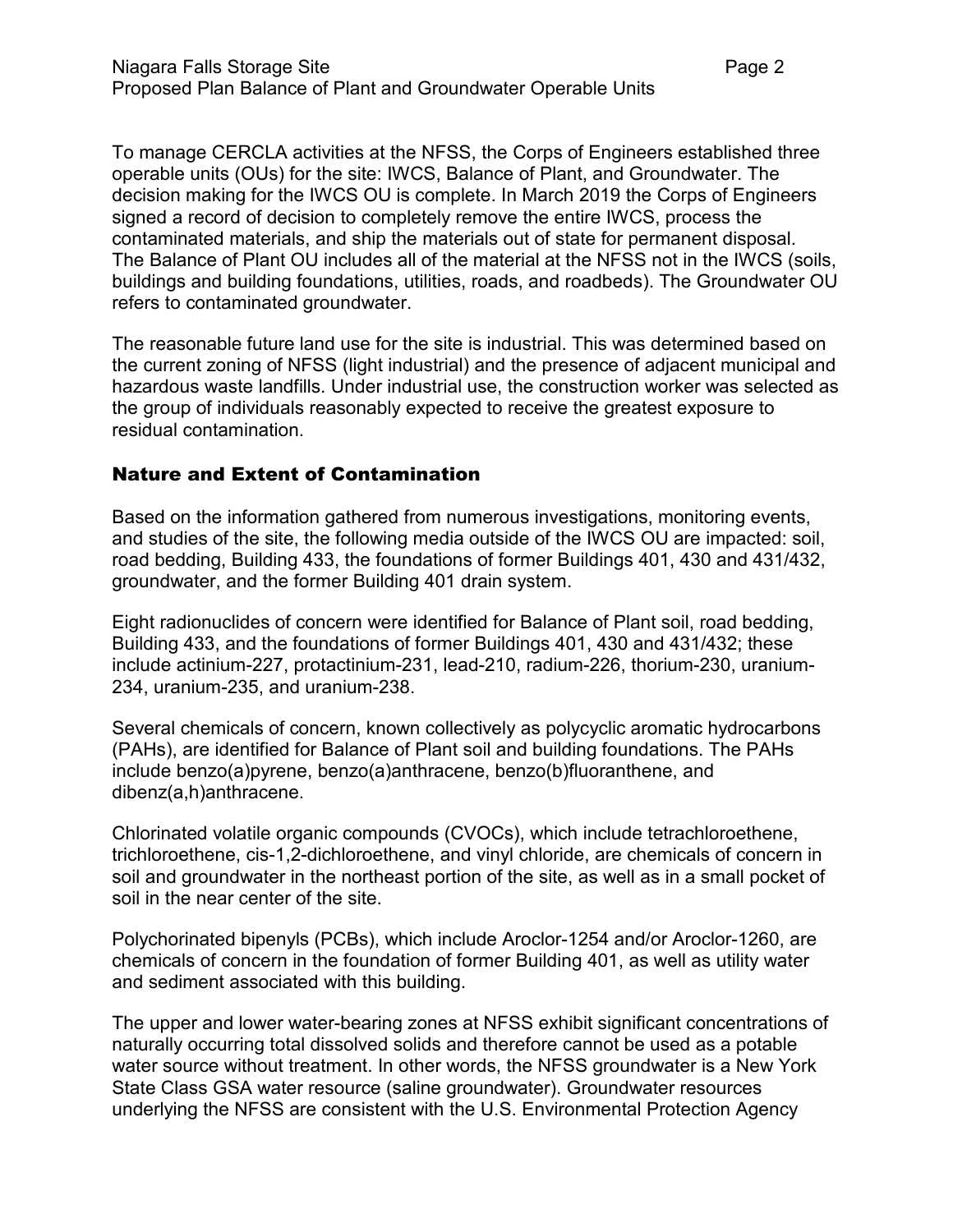To manage CERCLA activities at the NFSS, the Corps of Engineers established three operable units (OUs) for the site: IWCS, Balance of Plant, and Groundwater. The decision making for the IWCS OU is complete. In March 2019 the Corps of Engineers signed a record of decision to completely remove the entire IWCS, process the contaminated materials, and ship the materials out of state for permanent disposal. The Balance of Plant OU includes all of the material at the NFSS not in the IWCS (soils, buildings and building foundations, utilities, roads, and roadbeds). The Groundwater OU refers to contaminated groundwater.

The reasonable future land use for the site is industrial. This was determined based on the current zoning of NFSS (light industrial) and the presence of adjacent municipal and hazardous waste landfills. Under industrial use, the construction worker was selected as the group of individuals reasonably expected to receive the greatest exposure to residual contamination.

## Nature and Extent of Contamination

Based on the information gathered from numerous investigations, monitoring events, and studies of the site, the following media outside of the IWCS OU are impacted: soil, road bedding, Building 433, the foundations of former Buildings 401, 430 and 431/432, groundwater, and the former Building 401 drain system.

Eight radionuclides of concern were identified for Balance of Plant soil, road bedding, Building 433, and the foundations of former Buildings 401, 430 and 431/432; these include actinium-227, protactinium-231, lead-210, radium-226, thorium-230, uranium-234, uranium-235, and uranium-238.

Several chemicals of concern, known collectively as polycyclic aromatic hydrocarbons (PAHs), are identified for Balance of Plant soil and building foundations. The PAHs include benzo(a)pyrene, benzo(a)anthracene, benzo(b)fluoranthene, and dibenz(a,h)anthracene.

Chlorinated volatile organic compounds (CVOCs), which include tetrachloroethene, trichloroethene, cis-1,2-dichloroethene, and vinyl chloride, are chemicals of concern in soil and groundwater in the northeast portion of the site, as well as in a small pocket of soil in the near center of the site.

Polychorinated bipenyls (PCBs), which include Aroclor-1254 and/or Aroclor-1260, are chemicals of concern in the foundation of former Building 401, as well as utility water and sediment associated with this building.

The upper and lower water-bearing zones at NFSS exhibit significant concentrations of naturally occurring total dissolved solids and therefore cannot be used as a potable water source without treatment. In other words, the NFSS groundwater is a New York State Class GSA water resource (saline groundwater). Groundwater resources underlying the NFSS are consistent with the U.S. Environmental Protection Agency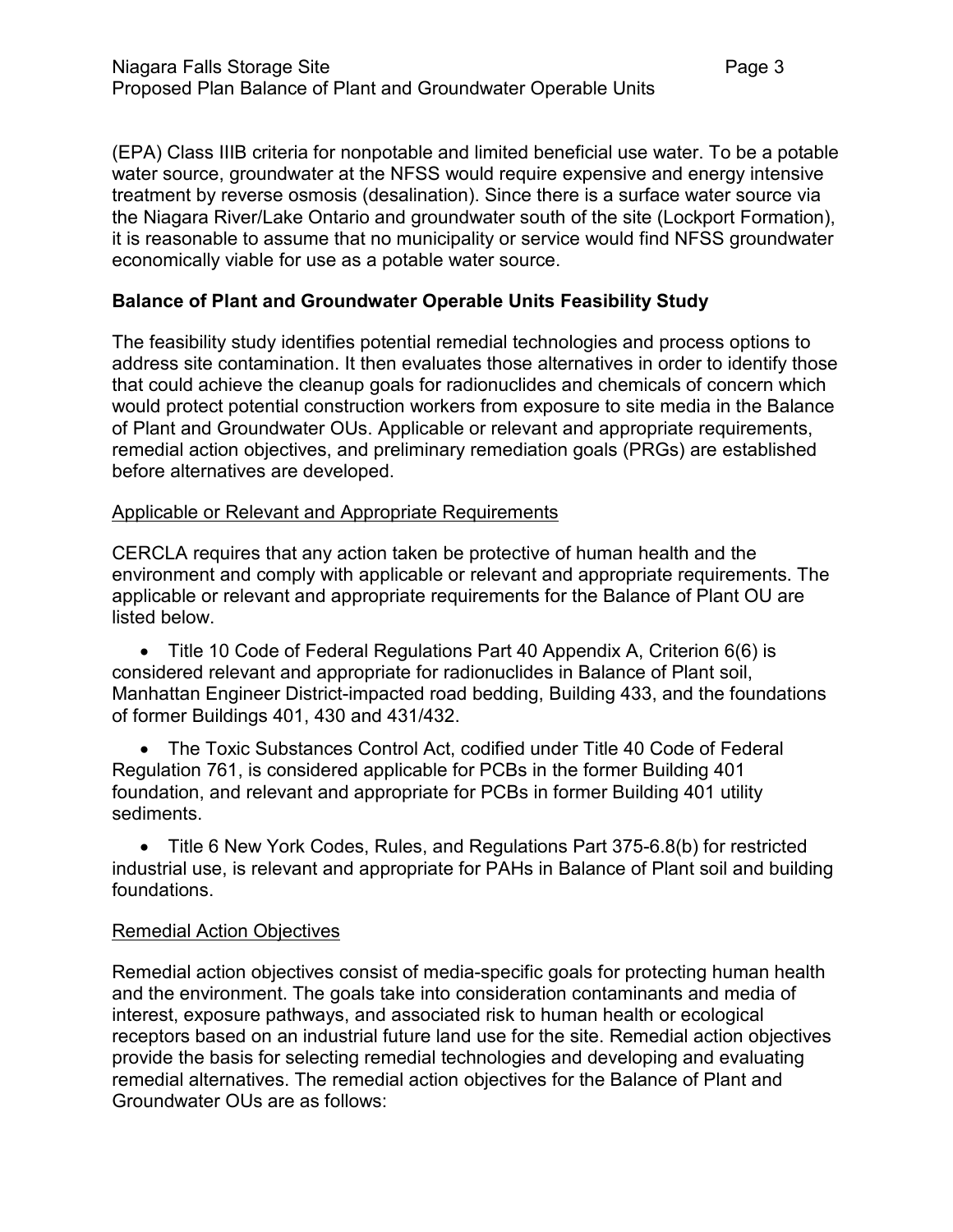(EPA) Class IIIB criteria for nonpotable and limited beneficial use water. To be a potable water source, groundwater at the NFSS would require expensive and energy intensive treatment by reverse osmosis (desalination). Since there is a surface water source via the Niagara River/Lake Ontario and groundwater south of the site (Lockport Formation), it is reasonable to assume that no municipality or service would find NFSS groundwater economically viable for use as a potable water source.

## Balance of Plant and Groundwater Operable Units Feasibility Study

The feasibility study identifies potential remedial technologies and process options to address site contamination. It then evaluates those alternatives in order to identify those that could achieve the cleanup goals for radionuclides and chemicals of concern which would protect potential construction workers from exposure to site media in the Balance of Plant and Groundwater OUs. Applicable or relevant and appropriate requirements, remedial action objectives, and preliminary remediation goals (PRGs) are established before alternatives are developed.

### Applicable or Relevant and Appropriate Requirements

CERCLA requires that any action taken be protective of human health and the environment and comply with applicable or relevant and appropriate requirements. The applicable or relevant and appropriate requirements for the Balance of Plant OU are listed below.

- Title 10 Code of Federal Regulations Part 40 Appendix A, Criterion 6(6) is considered relevant and appropriate for radionuclides in Balance of Plant soil, Manhattan Engineer District-impacted road bedding, Building 433, and the foundations of former Buildings 401, 430 and 431/432.
- The Toxic Substances Control Act, codified under Title 40 Code of Federal Regulation 761, is considered applicable for PCBs in the former Building 401 foundation, and relevant and appropriate for PCBs in former Building 401 utility sediments.
- Title 6 New York Codes, Rules, and Regulations Part 375-6.8(b) for restricted industrial use, is relevant and appropriate for PAHs in Balance of Plant soil and building foundations.

### Remedial Action Objectives

Remedial action objectives consist of media-specific goals for protecting human health and the environment. The goals take into consideration contaminants and media of interest, exposure pathways, and associated risk to human health or ecological receptors based on an industrial future land use for the site. Remedial action objectives provide the basis for selecting remedial technologies and developing and evaluating remedial alternatives. The remedial action objectives for the Balance of Plant and Groundwater OUs are as follows: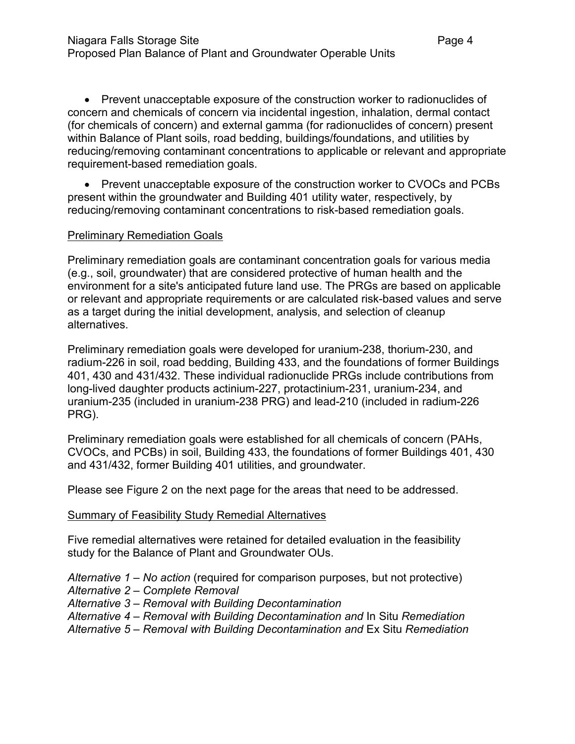- Prevent unacceptable exposure of the construction worker to radionuclides of concern and chemicals of concern via incidental ingestion, inhalation, dermal contact (for chemicals of concern) and external gamma (for radionuclides of concern) present within Balance of Plant soils, road bedding, buildings/foundations, and utilities by reducing/removing contaminant concentrations to applicable or relevant and appropriate requirement-based remediation goals.

- Prevent unacceptable exposure of the construction worker to CVOCs and PCBs present within the groundwater and Building 401 utility water, respectively, by reducing/removing contaminant concentrations to risk-based remediation goals.

<u>Preliminary Remediation Goals</u>

Preliminary remediation goals are contaminant concentration goals for various media (e.g., soil, groundwater) that are considered protective of human health and the environment for a site's anticipated future land use. The PRGs are based on applicable or relevant and appropriate requirements or are calculated risk-based values and serve as a target during the initial development, analysis, and selection of cleanup alternatives.

Preliminary remediation goals were developed for uranium-238, thorium-230, and radium-226 in soil, road bedding, Building 433, and the foundations of former Buildings 401, 430 and 431/432. These individual radionuclide PRGs include contributions from long-lived daughter products actinium-227, protactinium-231, uranium-234, and uranium-235 (included in uranium-238 PRG) and lead-210 (included in radium-226 PRG).

Preliminary remediation goals were established for all chemicals of concern (PAHs, CVOCs, and PCBs) in soil, Building 433, the foundations of former Buildings 401, 430 and 431/432, former Building 401 utilities, and groundwater.

Please see Figure 2 on the next page for the areas that need to be addressed.

<u>Summary of Feasibility Study Remedial Alternatives</u>

Five remedial alternatives were retained for detailed evaluation in the feasibility study for the Balance of Plant and Groundwater OUs.

*Alternative 1 – No action* (required for comparison purposes, but not protective)
*Alternative 2 – Complete Removal*
*Alternative 3 – Removal with Building Decontamination*
*Alternative 4 – Removal with Building Decontamination and* In Situ *Remediation*
*Alternative 5 – Removal with Building Decontamination and* Ex Situ *Remediation*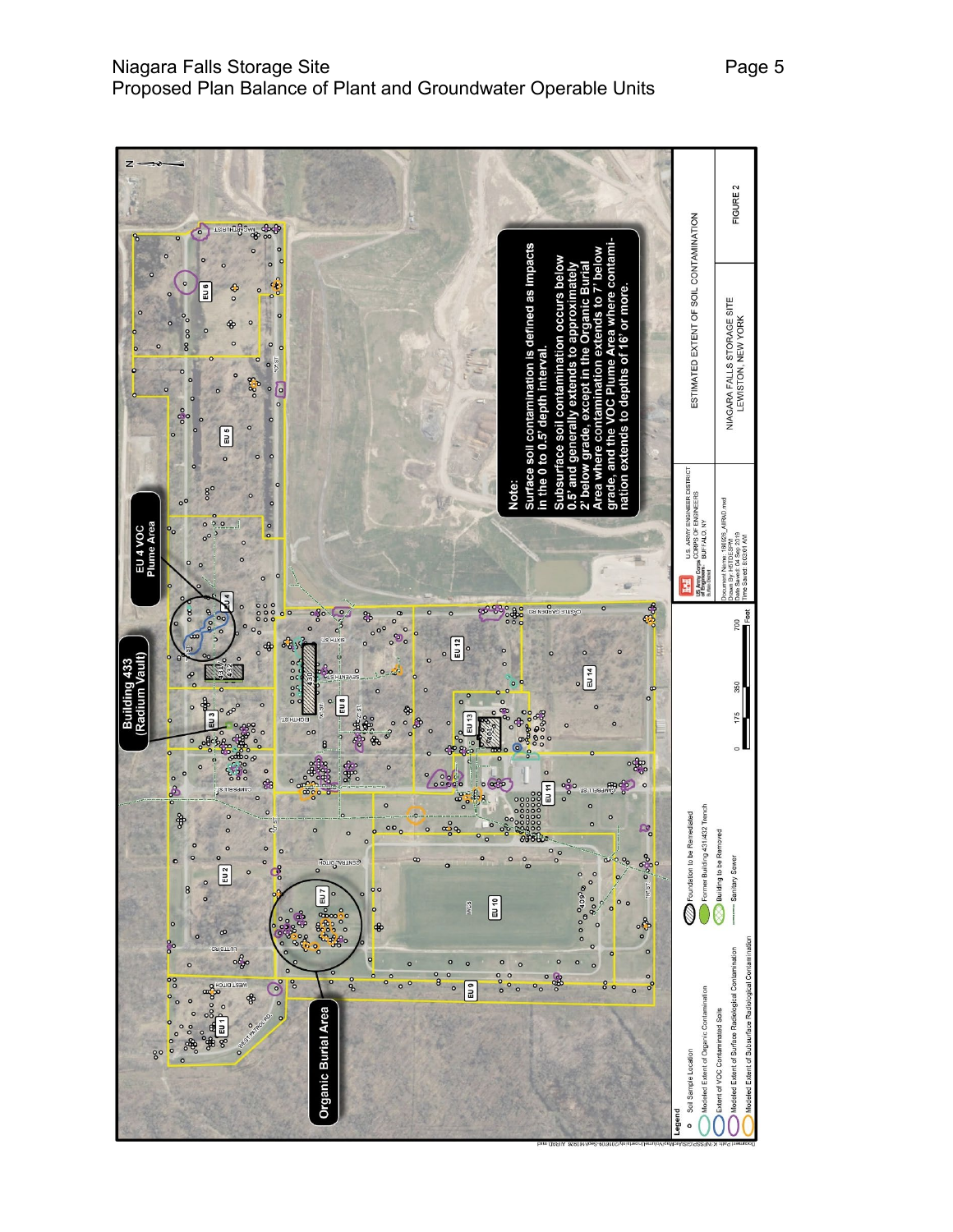Note:
Surface soil contamination is defined as impacts in the 0 to 0.5' depth interval.
Subsurface soil contamination occurs below 0.5' and generally extends to approximately 2' below grade, except in the Organic Burial Area where contamination extends to 7' below grade, and the VOC Plume Area where contamination extends to depths of 16' or more.

Legend
- Soil Sample Location
- Modeled Extent of Organic Contamination
- Extent of VOC Contaminated Soils
- Modeled Extent of Surface Radiological Contamination
- Modeled Extent of Subsurface Radiological Contamination
- Foundation to be Remediated
- Former Building 431/432 Trench
- Building to be Removed
- Sanitary Sewer

EU 4 VOC Plume Area

Building 433 (Radium Vault)

Organic Burial Area

U.S. ARMY ENGINEER DISTRICT CORPS OF ENGINEERS BUFFALO, NY

ESTIMATED EXTENT OF SOIL CONTAMINATION

NIAGARA FALLS STORAGE SITE
LEWISTON, NEW YORK

FIGURE 2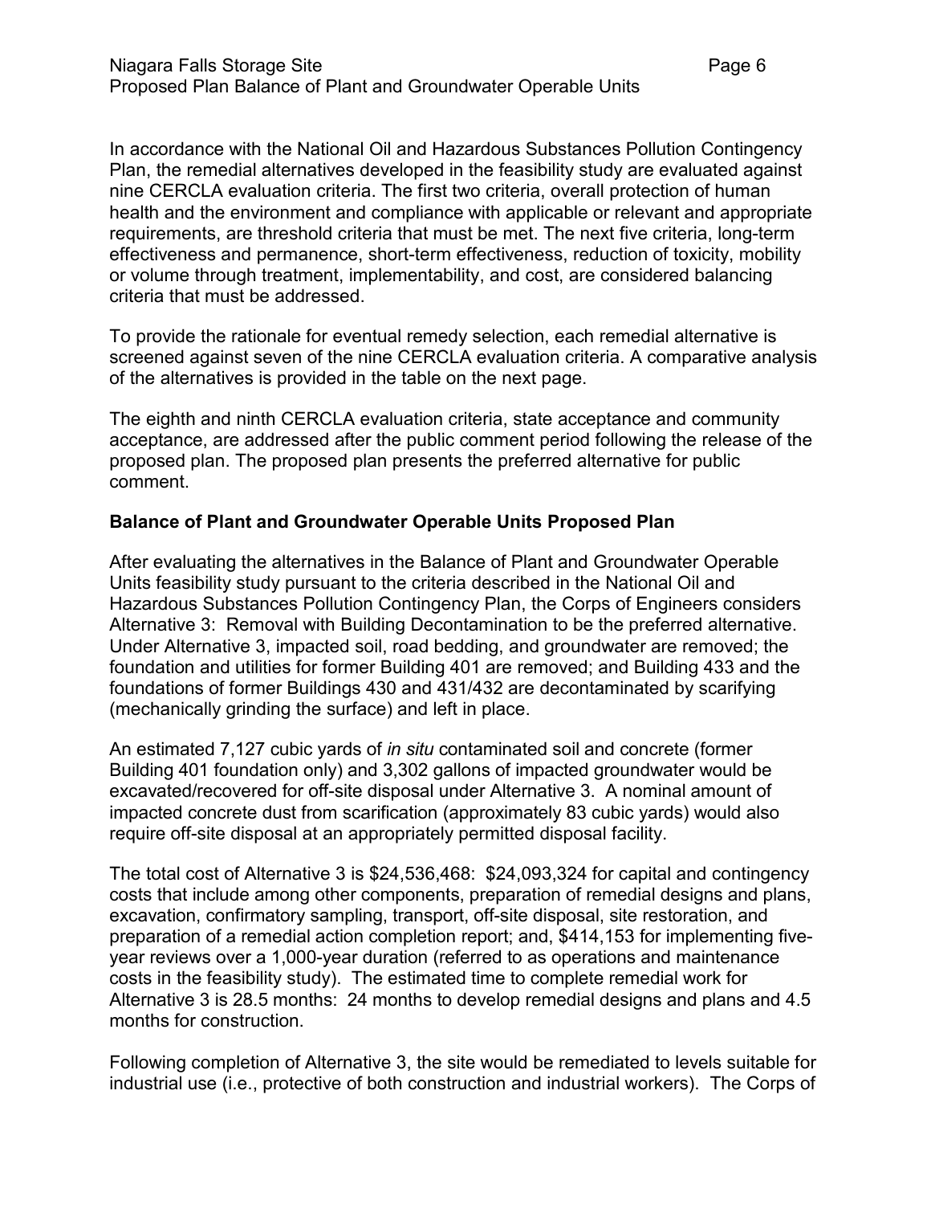In accordance with the National Oil and Hazardous Substances Pollution Contingency Plan, the remedial alternatives developed in the feasibility study are evaluated against nine CERCLA evaluation criteria. The first two criteria, overall protection of human health and the environment and compliance with applicable or relevant and appropriate requirements, are threshold criteria that must be met. The next five criteria, long-term effectiveness and permanence, short-term effectiveness, reduction of toxicity, mobility or volume through treatment, implementability, and cost, are considered balancing criteria that must be addressed.

To provide the rationale for eventual remedy selection, each remedial alternative is screened against seven of the nine CERCLA evaluation criteria. A comparative analysis of the alternatives is provided in the table on the next page.

The eighth and ninth CERCLA evaluation criteria, state acceptance and community acceptance, are addressed after the public comment period following the release of the proposed plan. The proposed plan presents the preferred alternative for public comment.

**Balance of Plant and Groundwater Operable Units Proposed Plan**

After evaluating the alternatives in the Balance of Plant and Groundwater Operable Units feasibility study pursuant to the criteria described in the National Oil and Hazardous Substances Pollution Contingency Plan, the Corps of Engineers considers Alternative 3: Removal with Building Decontamination to be the preferred alternative. Under Alternative 3, impacted soil, road bedding, and groundwater are removed; the foundation and utilities for former Building 401 are removed; and Building 433 and the foundations of former Buildings 430 and 431/432 are decontaminated by scarifying (mechanically grinding the surface) and left in place.

An estimated 7,127 cubic yards of *in situ* contaminated soil and concrete (former Building 401 foundation only) and 3,302 gallons of impacted groundwater would be excavated/recovered for off-site disposal under Alternative 3. A nominal amount of impacted concrete dust from scarification (approximately 83 cubic yards) would also require off-site disposal at an appropriately permitted disposal facility.

The total cost of Alternative 3 is $24,536,468: $24,093,324 for capital and contingency costs that include among other components, preparation of remedial designs and plans, excavation, confirmatory sampling, transport, off-site disposal, site restoration, and preparation of a remedial action completion report; and, $414,153 for implementing five-year reviews over a 1,000-year duration (referred to as operations and maintenance costs in the feasibility study). The estimated time to complete remedial work for Alternative 3 is 28.5 months: 24 months to develop remedial designs and plans and 4.5 months for construction.

Following completion of Alternative 3, the site would be remediated to levels suitable for industrial use (i.e., protective of both construction and industrial workers). The Corps of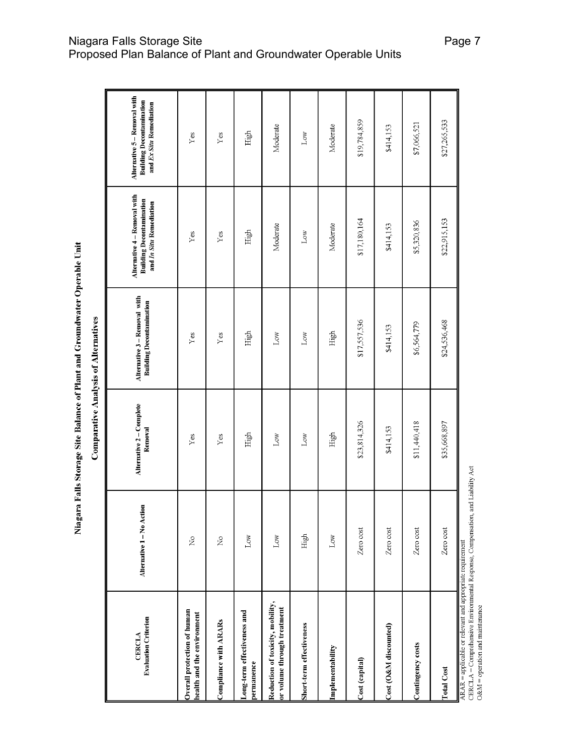## Niagara Falls Storage Site Balance of Plant and Groundwater Operable Unit

### Comparative Analysis of Alternatives

| CERCLA Evaluation Criterion | Alternative 1 – No Action | Alternative 2 – Complete Removal | Alternative 3 – Removal with Building Decontamination | Alternative 4 – Removal with Building Decontamination and *In Situ* Remediation | Alternative 5 – Removal with Building Decontamination and *Ex Situ* Remediation |
|---|---|---|---|---|---|
| **Overall protection of human health and the environment** | No | Yes | Yes | Yes | Yes |
| **Compliance with ARARs** | No | Yes | Yes | Yes | Yes |
| **Long-term effectiveness and permanence** | Low | High | High | High | High |
| **Reduction of toxicity, mobility, or volume through treatment** | Low | Low | Low | Moderate | Moderate |
| **Short-term effectiveness** | High | Low | Low | Low | Low |
| **Implementability** | Low | High | High | Moderate | Moderate |
| **Cost (capital)** | Zero cost | $23,814,326 | $17,557,536 | $17,180,164 | $19,784,859 |
| **Cost (O&M discounted)** | Zero cost | $414,153 | $414,153 | $414,153 | $414,153 |
| **Contingency costs** | Zero cost | $11,440,418 | $6,564,779 | $5,320,836 | $7,066,521 |
| **Total Cost** | Zero cost | $35,668,897 | $24,536,468 | $22,915,153 | $27,265,533 |

ARAR = applicable or relevant and appropriate requirement
CERCLA = Comprehensive Environmental Response, Compensation, and Liability Act
O&M = operation and maintenance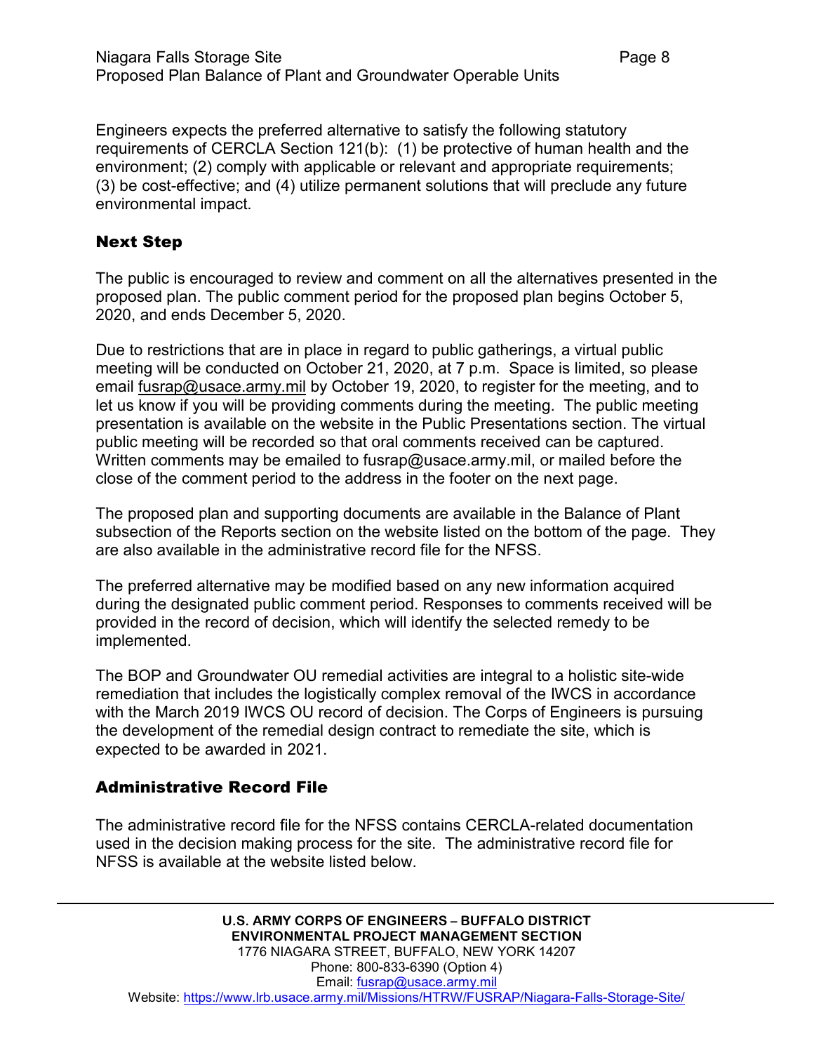Engineers expects the preferred alternative to satisfy the following statutory requirements of CERCLA Section 121(b): (1) be protective of human health and the environment; (2) comply with applicable or relevant and appropriate requirements; (3) be cost-effective; and (4) utilize permanent solutions that will preclude any future environmental impact.

## Next Step

The public is encouraged to review and comment on all the alternatives presented in the proposed plan. The public comment period for the proposed plan begins October 5, 2020, and ends December 5, 2020.

Due to restrictions that are in place in regard to public gatherings, a virtual public meeting will be conducted on October 21, 2020, at 7 p.m. Space is limited, so please email fusrap@usace.army.mil by October 19, 2020, to register for the meeting, and to let us know if you will be providing comments during the meeting. The public meeting presentation is available on the website in the Public Presentations section. The virtual public meeting will be recorded so that oral comments received can be captured. Written comments may be emailed to fusrap@usace.army.mil, or mailed before the close of the comment period to the address in the footer on the next page.

The proposed plan and supporting documents are available in the Balance of Plant subsection of the Reports section on the website listed on the bottom of the page. They are also available in the administrative record file for the NFSS.

The preferred alternative may be modified based on any new information acquired during the designated public comment period. Responses to comments received will be provided in the record of decision, which will identify the selected remedy to be implemented.

The BOP and Groundwater OU remedial activities are integral to a holistic site-wide remediation that includes the logistically complex removal of the IWCS in accordance with the March 2019 IWCS OU record of decision. The Corps of Engineers is pursuing the development of the remedial design contract to remediate the site, which is expected to be awarded in 2021.

## Administrative Record File

The administrative record file for the NFSS contains CERCLA-related documentation used in the decision making process for the site. The administrative record file for NFSS is available at the website listed below.

**U.S. ARMY CORPS OF ENGINEERS – BUFFALO DISTRICT**
**ENVIRONMENTAL PROJECT MANAGEMENT SECTION**
1776 NIAGARA STREET, BUFFALO, NEW YORK 14207
Phone: 800-833-6390 (Option 4)
Email: fusrap@usace.army.mil
Website: https://www.lrb.usace.army.mil/Missions/HTRW/FUSRAP/Niagara-Falls-Storage-Site/